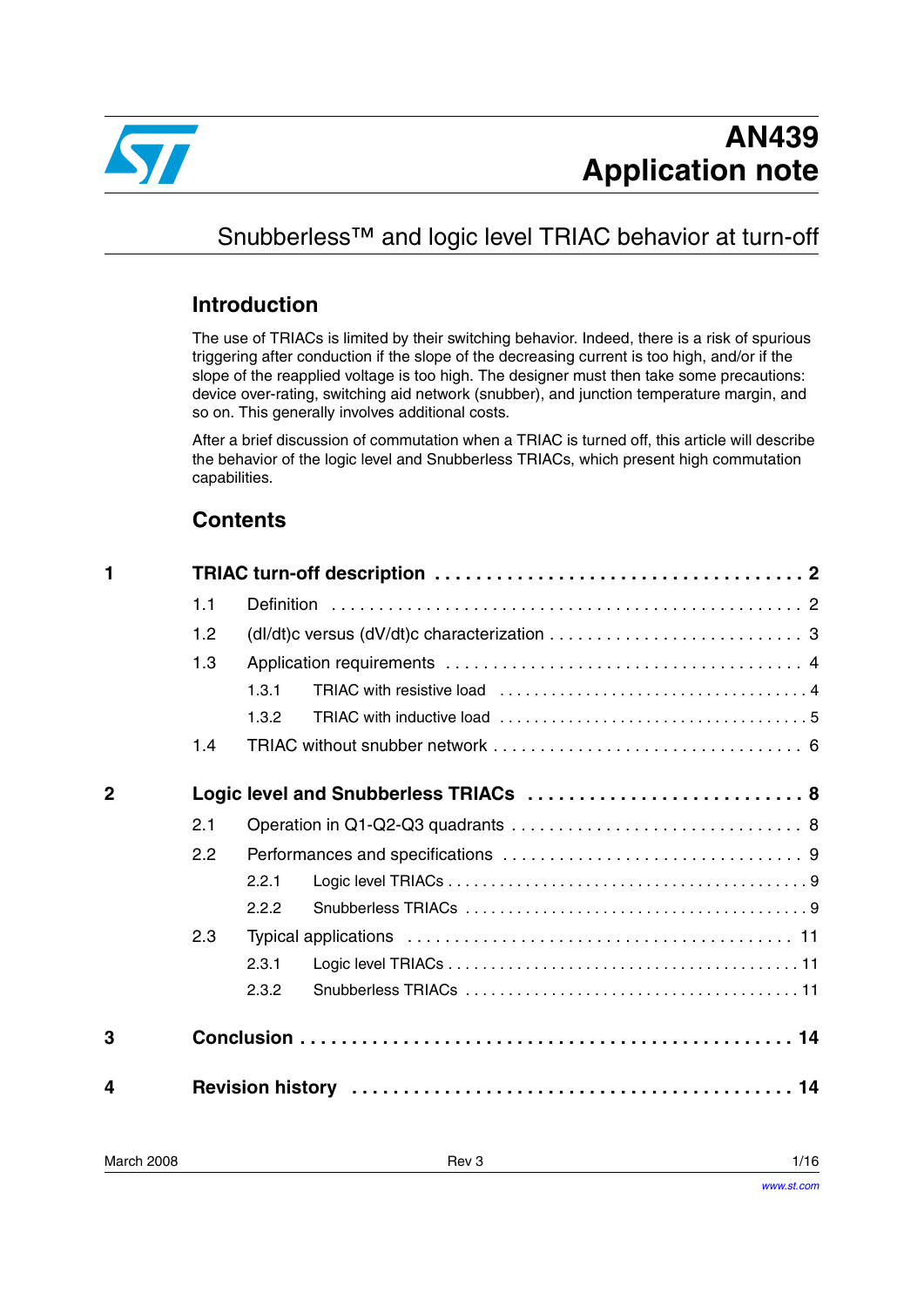# AN439 Application note

## Snubberless™ and logic level TRIAC behavior at turn-off

## Introduction

The use of TRIACs is limited by their switching behavior. Indeed, there is a risk of spurious triggering after conduction if the slope of the decreasing current is too high, and/or if the slope of the reapplied voltage is too high. The designer must then take some precautions: device over-rating, switching aid network (snubber), and junction temperature margin, and so on. This generally involves additional costs.

After a brief discussion of commutation when a TRIAC is turned off, this article will describe the behavior of the logic level and Snubberless TRIACs, which present high commutation capabilities.

## Contents

| | | | | |
|---|---|---|---|---|
| **1** | **TRIAC turn-off description** | | | **2** |
| | 1.1 | Definition | | 2 |
| | 1.2 | (dI/dt)c versus (dV/dt)c characterization | | 3 |
| | 1.3 | Application requirements | | 4 |
| | | 1.3.1 | TRIAC with resistive load | 4 |
| | | 1.3.2 | TRIAC with inductive load | 5 |
| | 1.4 | TRIAC without snubber network | | 6 |
| **2** | **Logic level and Snubberless TRIACs** | | | **8** |
| | 2.1 | Operation in Q1-Q2-Q3 quadrants | | 8 |
| | 2.2 | Performances and specifications | | 9 |
| | | 2.2.1 | Logic level TRIACs | 9 |
| | | 2.2.2 | Snubberless TRIACs | 9 |
| | 2.3 | Typical applications | | 11 |
| | | 2.3.1 | Logic level TRIACs | 11 |
| | | 2.3.2 | Snubberless TRIACs | 11 |
| **3** | **Conclusion** | | | **14** |
| **4** | **Revision history** | | | **14** |

March 2008 Rev 3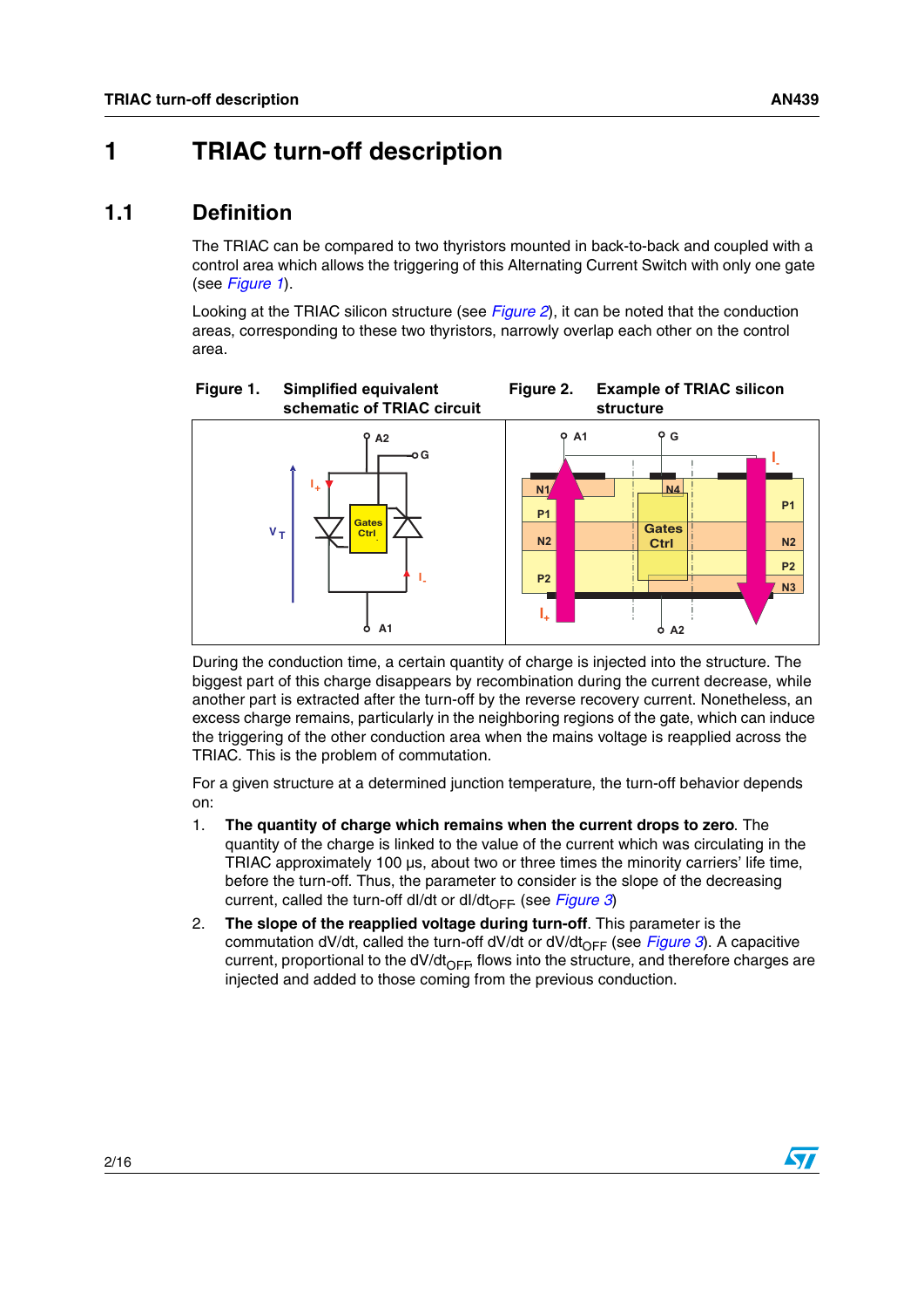# 1 TRIAC turn-off description

## 1.1 Definition

The TRIAC can be compared to two thyristors mounted in back-to-back and coupled with a control area which allows the triggering of this Alternating Current Switch with only one gate (see *Figure 1*).

Looking at the TRIAC silicon structure (see *Figure 2*), it can be noted that the conduction areas, corresponding to these two thyristors, narrowly overlap each other on the control area.

**Figure 1. Simplified equivalent schematic of TRIAC circuit**

**Figure 2. Example of TRIAC silicon structure**

During the conduction time, a certain quantity of charge is injected into the structure. The biggest part of this charge disappears by recombination during the current decrease, while another part is extracted after the turn-off by the reverse recovery current. Nonetheless, an excess charge remains, particularly in the neighboring regions of the gate, which can induce the triggering of the other conduction area when the mains voltage is reapplied across the TRIAC. This is the problem of commutation.

For a given structure at a determined junction temperature, the turn-off behavior depends on:

1. **The quantity of charge which remains when the current drops to zero**. The quantity of the charge is linked to the value of the current which was circulating in the TRIAC approximately 100 µs, about two or three times the minority carriers' life time, before the turn-off. Thus, the parameter to consider is the slope of the decreasing current, called the turn-off dI/dt or $dI/dt_{OFF}$ (see *Figure 3*)
2. **The slope of the reapplied voltage during turn-off**. This parameter is the commutation dV/dt, called the turn-off dV/dt or $dV/dt_{OFF}$ (see *Figure 3*). A capacitive current, proportional to the $dV/dt_{OFF}$, flows into the structure, and therefore charges are injected and added to those coming from the previous conduction.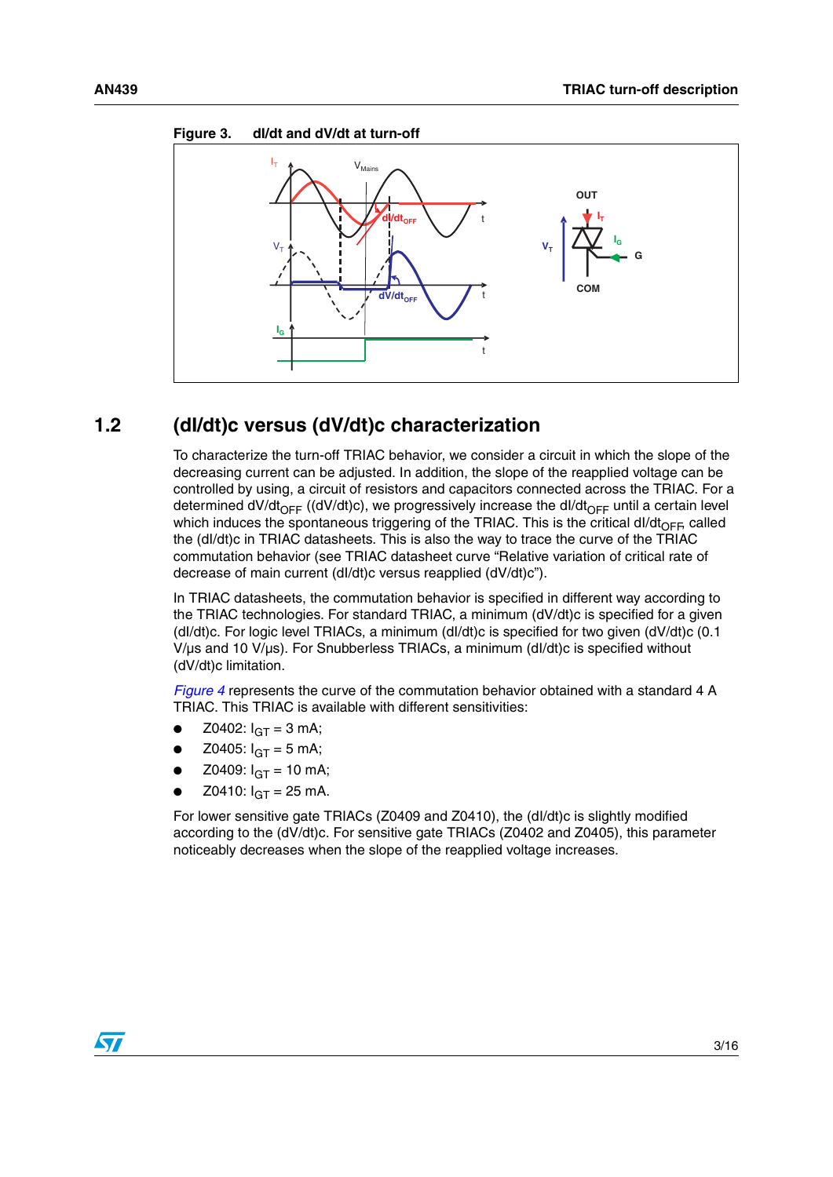**Figure 3. dI/dt and dV/dt at turn-off**

## 1.2 (dI/dt)c versus (dV/dt)c characterization

To characterize the turn-off TRIAC behavior, we consider a circuit in which the slope of the decreasing current can be adjusted. In addition, the slope of the reapplied voltage can be controlled by using, a circuit of resistors and capacitors connected across the TRIAC. For a determined $dV/dt_{OFF}$ ((dV/dt)c), we progressively increase the $dI/dt_{OFF}$ until a certain level which induces the spontaneous triggering of the TRIAC. This is the critical $dI/dt_{OFF}$, called the (dI/dt)c in TRIAC datasheets. This is also the way to trace the curve of the TRIAC commutation behavior (see TRIAC datasheet curve "Relative variation of critical rate of decrease of main current (dI/dt)c versus reapplied (dV/dt)c").

In TRIAC datasheets, the commutation behavior is specified in different way according to the TRIAC technologies. For standard TRIAC, a minimum (dV/dt)c is specified for a given (dI/dt)c. For logic level TRIACs, a minimum (dI/dt)c is specified for two given (dV/dt)c (0.1 V/µs and 10 V/µs). For Snubberless TRIACs, a minimum (dI/dt)c is specified without (dV/dt)c limitation.

*Figure 4* represents the curve of the commutation behavior obtained with a standard 4 A TRIAC. This TRIAC is available with different sensitivities:

- Z0402: $I_{GT}$ = 3 mA;
- Z0405: $I_{GT}$ = 5 mA;
- Z0409: $I_{GT}$ = 10 mA;
- Z0410: $I_{GT}$ = 25 mA.

For lower sensitive gate TRIACs (Z0409 and Z0410), the (dI/dt)c is slightly modified according to the (dV/dt)c. For sensitive gate TRIACs (Z0402 and Z0405), this parameter noticeably decreases when the slope of the reapplied voltage increases.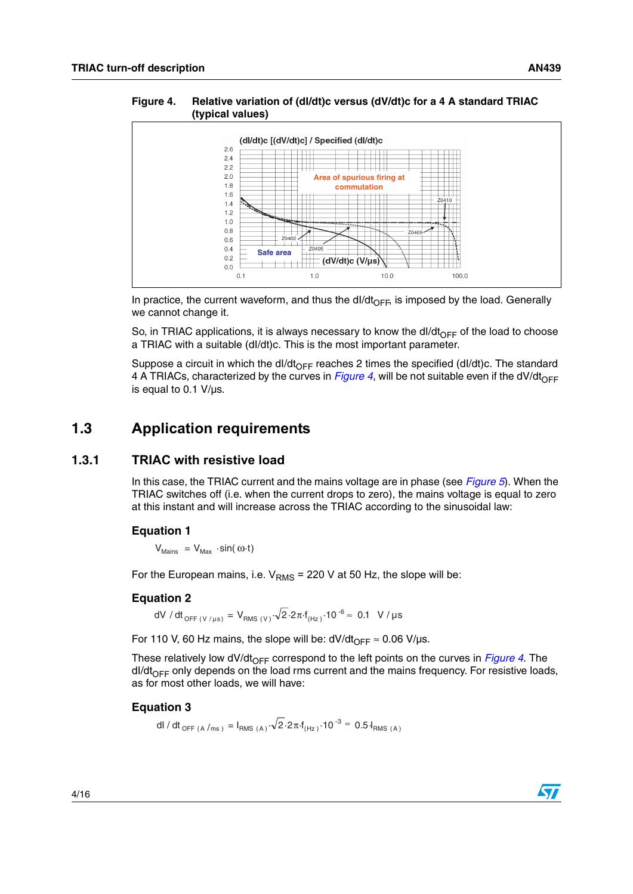**Figure 4. Relative variation of (dI/dt)c versus (dV/dt)c for a 4 A standard TRIAC (typical values)**

In practice, the current waveform, and thus the $dI/dt_{OFF}$ is imposed by the load. Generally we cannot change it.

So, in TRIAC applications, it is always necessary to know the $dI/dt_{OFF}$ of the load to choose a TRIAC with a suitable (dI/dt)c. This is the most important parameter.

Suppose a circuit in which the $dI/dt_{OFF}$ reaches 2 times the specified (dI/dt)c. The standard 4 A TRIACs, characterized by the curves in *Figure 4*, will be not suitable even if the $dV/dt_{OFF}$ is equal to 0.1 V/µs.

## 1.3 Application requirements

### 1.3.1 TRIAC with resistive load

In this case, the TRIAC current and the mains voltage are in phase (see *Figure 5*). When the TRIAC switches off (i.e. when the current drops to zero), the mains voltage is equal to zero at this instant and will increase across the TRIAC according to the sinusoidal law:

**Equation 1**

$$V_{Mains} = V_{Max} \cdot \sin(\omega \cdot t)$$

For the European mains, i.e. $V_{RMS}$ = 220 V at 50 Hz, the slope will be:

**Equation 2**

$$dV/dt_{OFF\,(V/\mu s)} = V_{RMS\,(V)} \cdot \sqrt{2} \cdot 2\pi \cdot f_{(Hz)} \cdot 10^{-6} \approx 0.1 \quad V/\mu s$$

For 110 V, 60 Hz mains, the slope will be: $dV/dt_{OFF} \approx 0.06$ V/µs.

These relatively low $dV/dt_{OFF}$ correspond to the left points on the curves in *Figure 4*. The $dI/dt_{OFF}$ only depends on the load rms current and the mains frequency. For resistive loads, as for most other loads, we will have:

**Equation 3**

$$dI/dt_{OFF\,(A/ms)} = I_{RMS\,(A)} \cdot \sqrt{2} \cdot 2\pi \cdot f_{(Hz)} \cdot 10^{-3} \approx 0.5 \cdot I_{RMS\,(A)}$$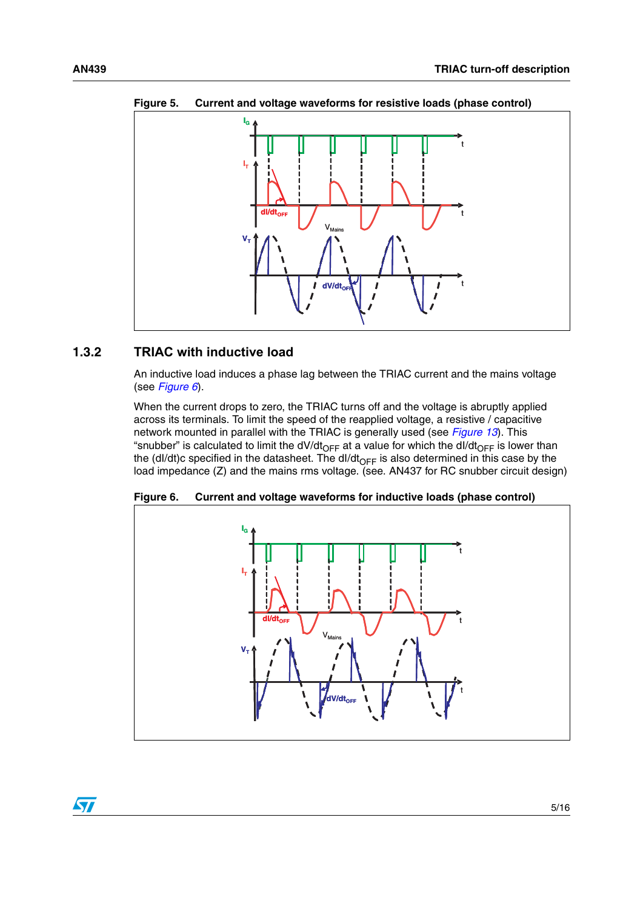Figure 5. Current and voltage waveforms for resistive loads (phase control)

### 1.3.2 TRIAC with inductive load

An inductive load induces a phase lag between the TRIAC current and the mains voltage (see *Figure 6*).

When the current drops to zero, the TRIAC turns off and the voltage is abruptly applied across its terminals. To limit the speed of the reapplied voltage, a resistive / capacitive network mounted in parallel with the TRIAC is generally used (see *Figure 13*). This "snubber" is calculated to limit the $dV/dt_{OFF}$ at a value for which the $dI/dt_{OFF}$ is lower than the (dI/dt)c specified in the datasheet. The $dI/dt_{OFF}$ is also determined in this case by the load impedance (Z) and the mains rms voltage. (see. AN437 for RC snubber circuit design)

Figure 6. Current and voltage waveforms for inductive loads (phase control)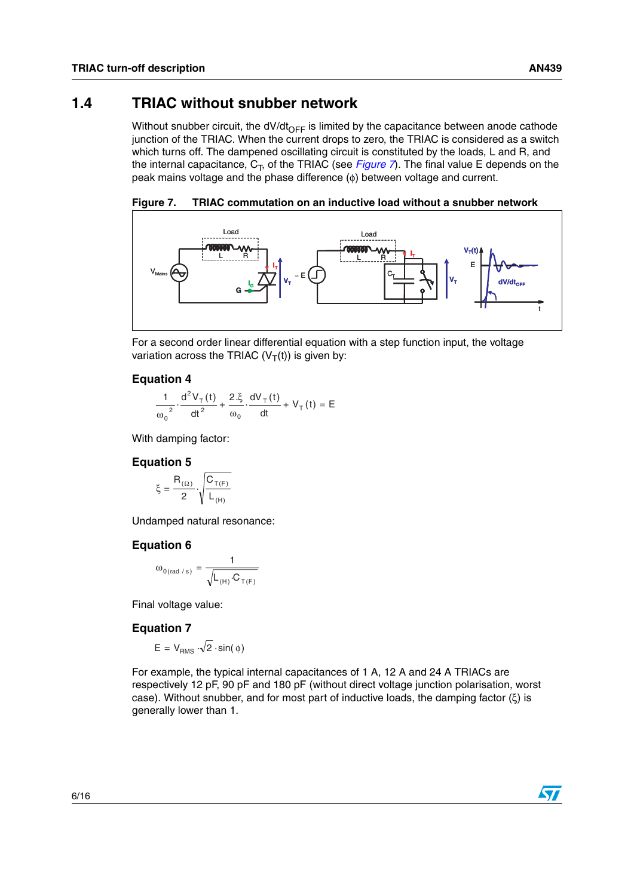## 1.4 TRIAC without snubber network

Without snubber circuit, the $dV/dt_{OFF}$ is limited by the capacitance between anode cathode junction of the TRIAC. When the current drops to zero, the TRIAC is considered as a switch which turns off. The dampened oscillating circuit is constituted by the loads, L and R, and the internal capacitance, $C_T$, of the TRIAC (see *Figure 7*). The final value E depends on the peak mains voltage and the phase difference ($\phi$) between voltage and current.

**Figure 7. TRIAC commutation on an inductive load without a snubber network**

For a second order linear differential equation with a step function input, the voltage variation across the TRIAC ($V_T(t)$) is given by:

**Equation 4**

$$\frac{1}{\omega_0^{\ 2}} \cdot \frac{d^2 V_T(t)}{dt^2} + \frac{2.\xi}{\omega_0} \cdot \frac{dV_T(t)}{dt} + V_T(t) = E$$

With damping factor:

**Equation 5**

$$\xi = \frac{R_{(\Omega)}}{2} \cdot \sqrt{\frac{C_{T(F)}}{L_{(H)}}}$$

Undamped natural resonance:

**Equation 6**

$$\omega_{0(rad/s)} = \frac{1}{\sqrt{L_{(H)} \cdot C_{T(F)}}}$$

Final voltage value:

**Equation 7**

$$E = V_{RMS} \cdot \sqrt{2} \cdot \sin(\phi)$$

For example, the typical internal capacitances of 1 A, 12 A and 24 A TRIACs are respectively 12 pF, 90 pF and 180 pF (without direct voltage junction polarisation, worst case). Without snubber, and for most part of inductive loads, the damping factor ($\xi$) is generally lower than 1.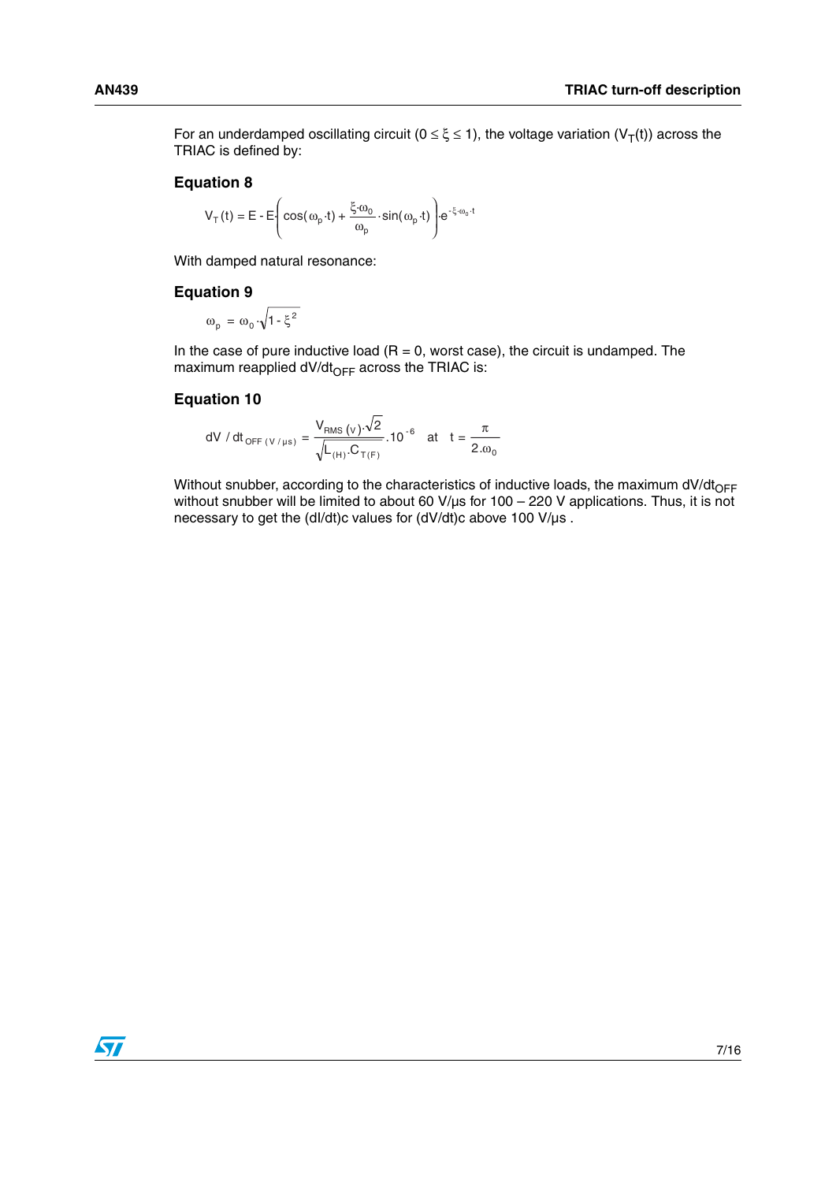For an underdamped oscillating circuit ($0 \le \xi \le 1$), the voltage variation ($V_T(t)$) across the TRIAC is defined by:

### Equation 8

$$V_T(t) = E - E\left(\cos(\omega_p \cdot t) + \frac{\xi \cdot \omega_0}{\omega_p} \cdot \sin(\omega_p \cdot t)\right) \cdot e^{-\xi \cdot \omega_0 \cdot t}$$

With damped natural resonance:

### Equation 9

$$\omega_p = \omega_0 \cdot \sqrt{1 - \xi^2}$$

In the case of pure inductive load (R = 0, worst case), the circuit is undamped. The maximum reapplied $dV/dt_{OFF}$ across the TRIAC is:

### Equation 10

$$dV/dt_{OFF\,(V/\mu s)} = \frac{V_{RMS\,(V)} \cdot \sqrt{2}}{\sqrt{L_{(H)} \cdot C_{T(F)}}} \cdot 10^{-6} \quad \text{at} \quad t = \frac{\pi}{2 \cdot \omega_0}$$

Without snubber, according to the characteristics of inductive loads, the maximum $dV/dt_{OFF}$ without snubber will be limited to about 60 V/µs for 100 – 220 V applications. Thus, it is not necessary to get the (dI/dt)c values for (dV/dt)c above 100 V/µs .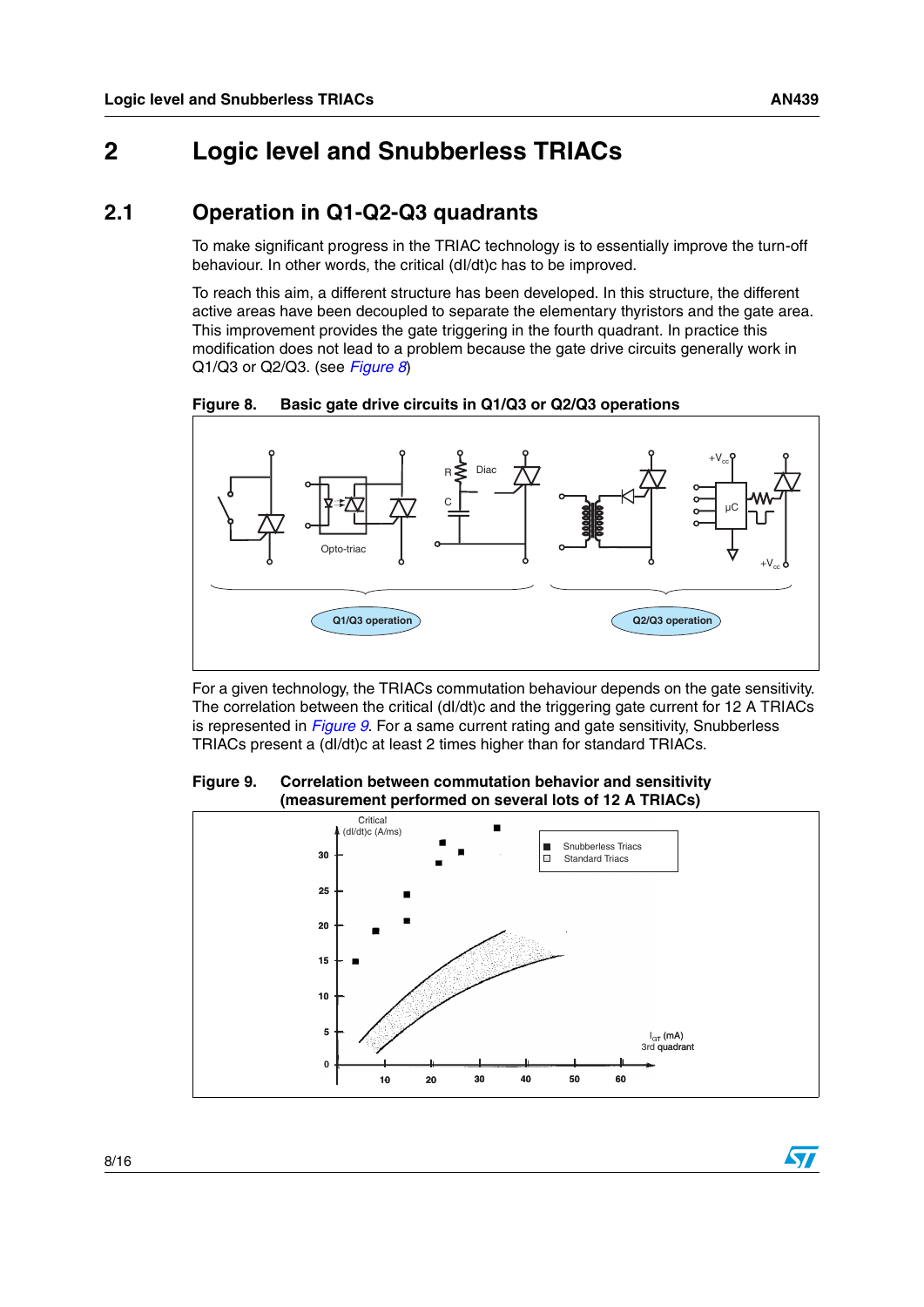# 2 Logic level and Snubberless TRIACs

## 2.1 Operation in Q1-Q2-Q3 quadrants

To make significant progress in the TRIAC technology is to essentially improve the turn-off behaviour. In other words, the critical (dI/dt)c has to be improved.

To reach this aim, a different structure has been developed. In this structure, the different active areas have been decoupled to separate the elementary thyristors and the gate area. This improvement provides the gate triggering in the fourth quadrant. In practice this modification does not lead to a problem because the gate drive circuits generally work in Q1/Q3 or Q2/Q3. (see *Figure 8*)

**Figure 8. Basic gate drive circuits in Q1/Q3 or Q2/Q3 operations**

For a given technology, the TRIACs commutation behaviour depends on the gate sensitivity. The correlation between the critical (dI/dt)c and the triggering gate current for 12 A TRIACs is represented in *Figure 9*. For a same current rating and gate sensitivity, Snubberless TRIACs present a (dI/dt)c at least 2 times higher than for standard TRIACs.

**Figure 9. Correlation between commutation behavior and sensitivity (measurement performed on several lots of 12 A TRIACs)**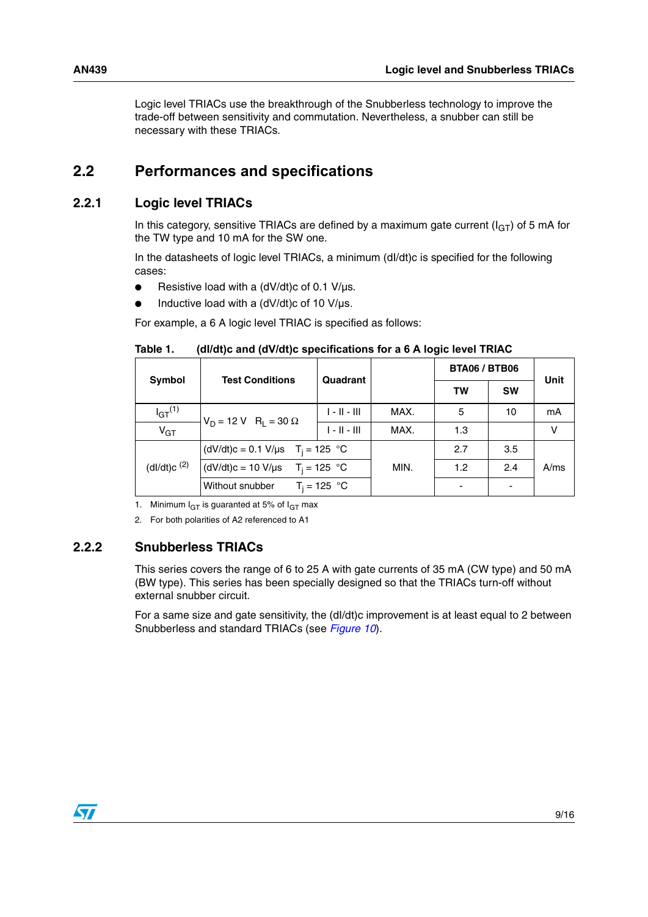Logic level TRIACs use the breakthrough of the Snubberless technology to improve the trade-off between sensitivity and commutation. Nevertheless, a snubber can still be necessary with these TRIACs.

## 2.2 Performances and specifications

### 2.2.1 Logic level TRIACs

In this category, sensitive TRIACs are defined by a maximum gate current ($I_{GT}$) of 5 mA for the TW type and 10 mA for the SW one.

In the datasheets of logic level TRIACs, a minimum (dI/dt)c is specified for the following cases:

- Resistive load with a (dV/dt)c of 0.1 V/µs.
- Inductive load with a (dV/dt)c of 10 V/µs.

For example, a 6 A logic level TRIAC is specified as follows:

**Table 1. (dI/dt)c and (dV/dt)c specifications for a 6 A logic level TRIAC**

| Symbol | Test Conditions | Quadrant | | BTA06 / BTB06 | | Unit |
|---|---|---|---|---|---|---|
| | | | | TW | SW | |
| $I_{GT}$ (1) | $V_D$ = 12 V $R_L$ = 30 Ω | I - II - III | MAX. | 5 | 10 | mA |
| $V_{GT}$ | | I - II - III | MAX. | 1.3 | | V |
| (dI/dt)c (2) | (dV/dt)c = 0.1 V/µs $T_j$ = 125 °C | | MIN. | 2.7 | 3.5 | A/ms |
| | (dV/dt)c = 10 V/µs $T_j$ = 125 °C | | | 1.2 | 2.4 | |
| | Without snubber $T_j$ = 125 °C | | | - | - | |

1. Minimum $I_{GT}$ is guaranted at 5% of $I_{GT}$ max
2. For both polarities of A2 referenced to A1

### 2.2.2 Snubberless TRIACs

This series covers the range of 6 to 25 A with gate currents of 35 mA (CW type) and 50 mA (BW type). This series has been specially designed so that the TRIACs turn-off without external snubber circuit.

For a same size and gate sensitivity, the (dI/dt)c improvement is at least equal to 2 between Snubberless and standard TRIACs (see *Figure 10*).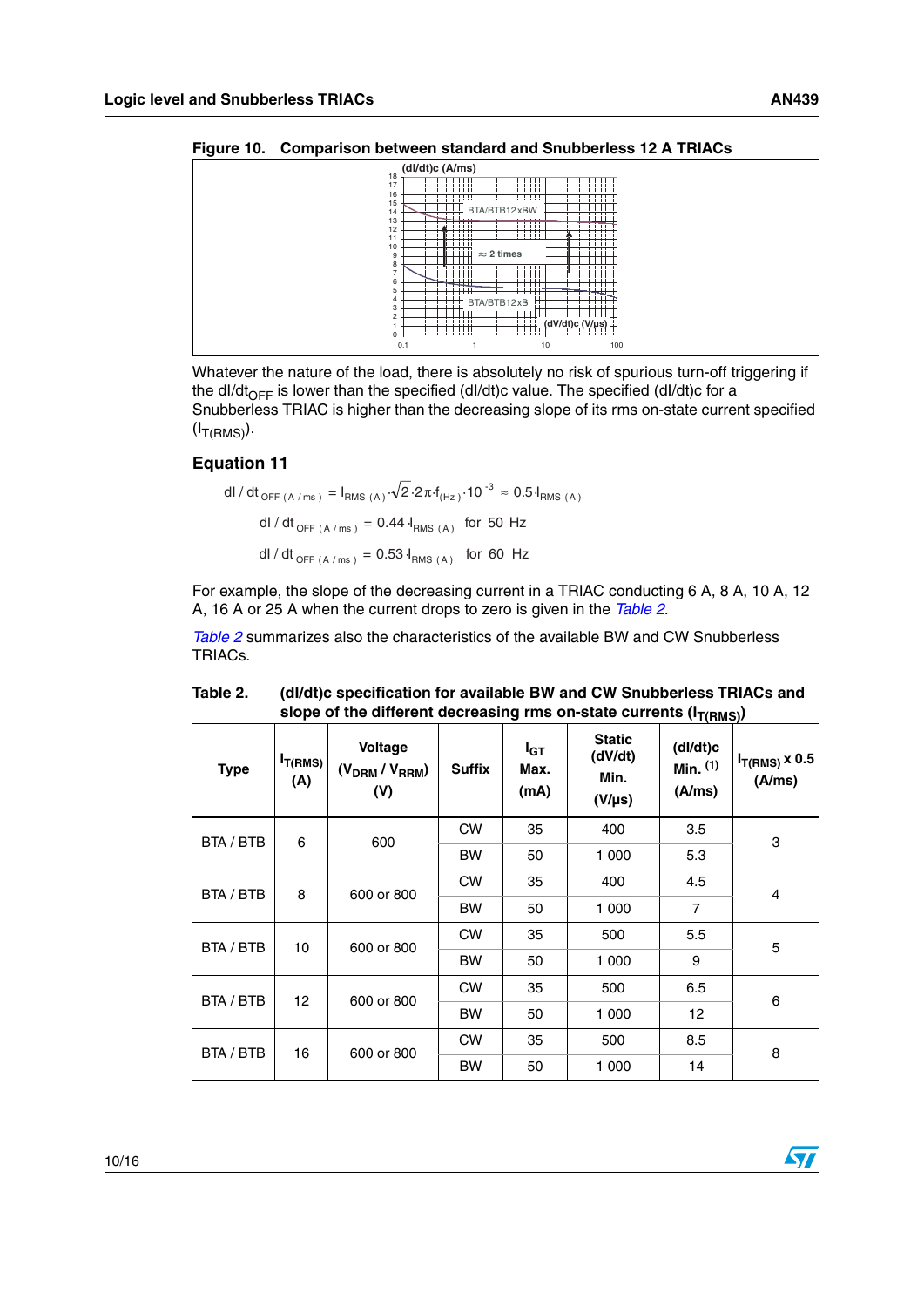**Figure 10. Comparison between standard and Snubberless 12 A TRIACs**

Whatever the nature of the load, there is absolutely no risk of spurious turn-off triggering if the $dI/dt_{OFF}$ is lower than the specified $(dI/dt)c$ value. The specified $(dI/dt)c$ for a Snubberless TRIAC is higher than the decreasing slope of its rms on-state current specified $(I_{T(RMS)})$.

## Equation 11

$$dI/dt_{OFF\,(A/ms)} = I_{RMS\,(A)} \cdot \sqrt{2} \cdot 2\pi \cdot f_{(Hz)} \cdot 10^{-3} \approx 0.5 \cdot I_{RMS\,(A)}$$

$$dI/dt_{OFF\,(A/ms)} = 0.44 \cdot I_{RMS\,(A)} \quad \text{for 50 Hz}$$

$$dI/dt_{OFF\,(A/ms)} = 0.53 \cdot I_{RMS\,(A)} \quad \text{for 60 Hz}$$

For example, the slope of the decreasing current in a TRIAC conducting 6 A, 8 A, 10 A, 12 A, 16 A or 25 A when the current drops to zero is given in the *Table 2*.

*Table 2* summarizes also the characteristics of the available BW and CW Snubberless TRIACs.

**Table 2. (dI/dt)c specification for available BW and CW Snubberless TRIACs and slope of the different decreasing rms on-state currents ($I_{T(RMS)}$)**

| Type | $I_{T(RMS)}$ (A) | Voltage ($V_{DRM}$ / $V_{RRM}$) (V) | Suffix | $I_{GT}$ Max. (mA) | Static (dV/dt) Min. (V/µs) | (dI/dt)c Min. (1) (A/ms) | $I_{T(RMS)}$ x 0.5 (A/ms) |
|---|---|---|---|---|---|---|---|
| BTA / BTB | 6 | 600 | CW | 35 | 400 | 3.5 | 3 |
| | | | BW | 50 | 1 000 | 5.3 | |
| BTA / BTB | 8 | 600 or 800 | CW | 35 | 400 | 4.5 | 4 |
| | | | BW | 50 | 1 000 | 7 | |
| BTA / BTB | 10 | 600 or 800 | CW | 35 | 500 | 5.5 | 5 |
| | | | BW | 50 | 1 000 | 9 | |
| BTA / BTB | 12 | 600 or 800 | CW | 35 | 500 | 6.5 | 6 |
| | | | BW | 50 | 1 000 | 12 | |
| BTA / BTB | 16 | 600 or 800 | CW | 35 | 500 | 8.5 | 8 |
| | | | BW | 50 | 1 000 | 14 | |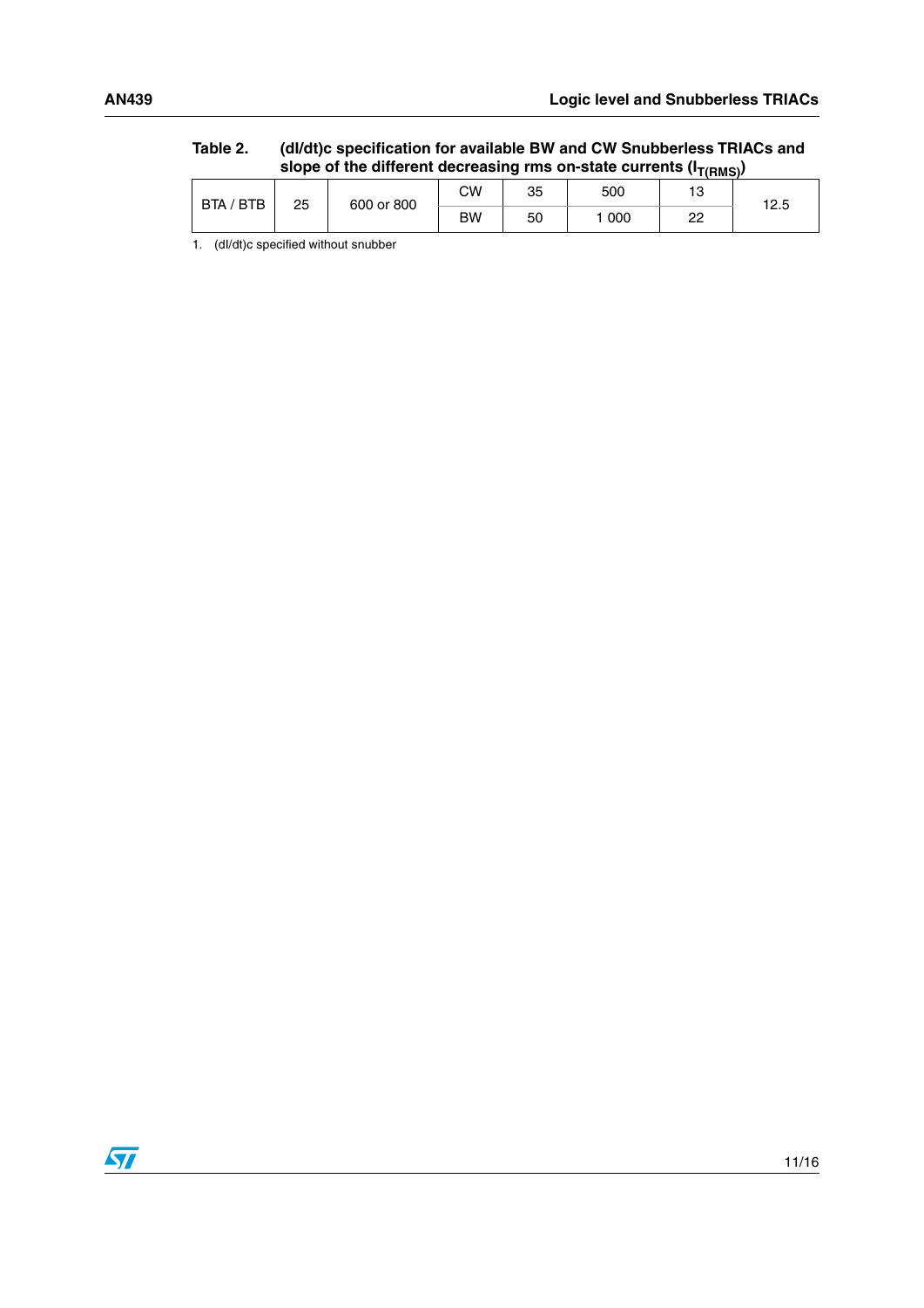**Table 2. (dI/dt)c specification for available BW and CW Snubberless TRIACs and slope of the different decreasing rms on-state currents ($I_{T(RMS)}$)**

| | | | | | | | |
|---|---|---|---|---|---|---|---|
| BTA / BTB | 25 | 600 or 800 | CW | 35 | 500 | 13 | 12.5 |
| | | | BW | 50 | 1 000 | 22 | |

1. (dI/dt)c specified without snubber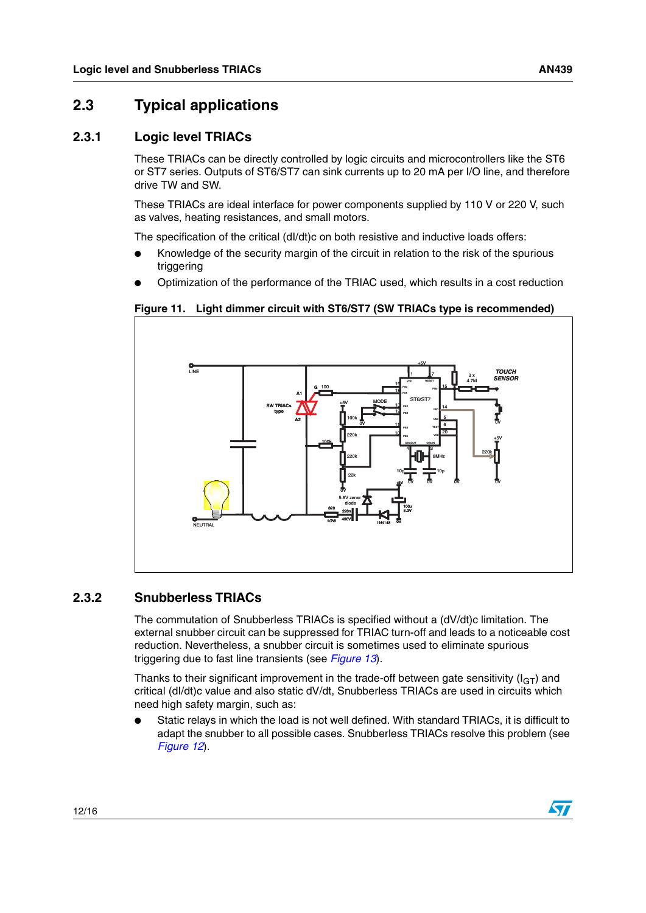## 2.3 Typical applications

### 2.3.1 Logic level TRIACs

These TRIACs can be directly controlled by logic circuits and microcontrollers like the ST6 or ST7 series. Outputs of ST6/ST7 can sink currents up to 20 mA per I/O line, and therefore drive TW and SW.

These TRIACs are ideal interface for power components supplied by 110 V or 220 V, such as valves, heating resistances, and small motors.

The specification of the critical (dI/dt)c on both resistive and inductive loads offers:

- Knowledge of the security margin of the circuit in relation to the risk of the spurious triggering
- Optimization of the performance of the TRIAC used, which results in a cost reduction

**Figure 11. Light dimmer circuit with ST6/ST7 (SW TRIACs type is recommended)**

### 2.3.2 Snubberless TRIACs

The commutation of Snubberless TRIACs is specified without a (dV/dt)c limitation. The external snubber circuit can be suppressed for TRIAC turn-off and leads to a noticeable cost reduction. Nevertheless, a snubber circuit is sometimes used to eliminate spurious triggering due to fast line transients (see *Figure 13*).

Thanks to their significant improvement in the trade-off between gate sensitivity ($I_{GT}$) and critical (dI/dt)c value and also static dV/dt, Snubberless TRIACs are used in circuits which need high safety margin, such as:

- Static relays in which the load is not well defined. With standard TRIACs, it is difficult to adapt the snubber to all possible cases. Snubberless TRIACs resolve this problem (see *Figure 12*).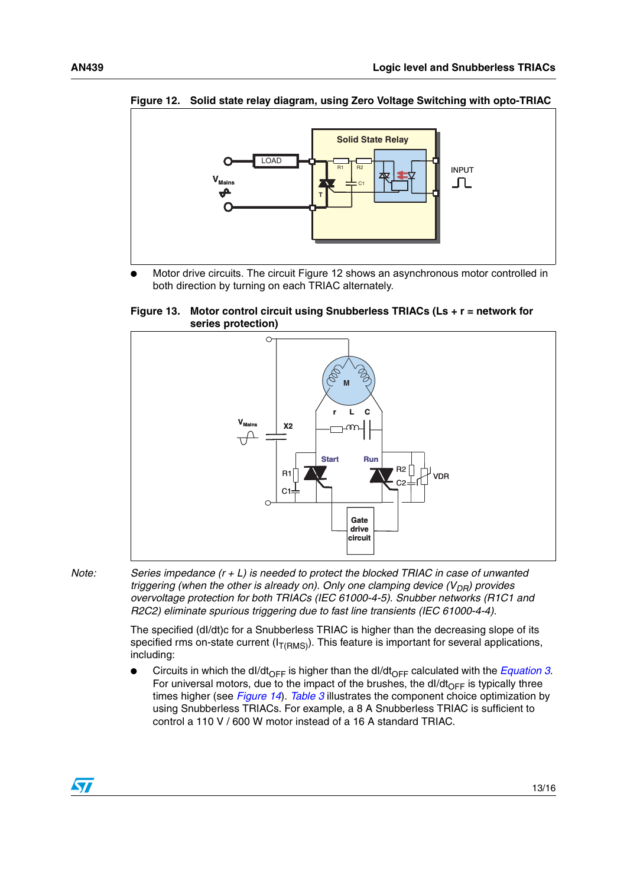**Figure 12. Solid state relay diagram, using Zero Voltage Switching with opto-TRIAC**

- Motor drive circuits. The circuit Figure 12 shows an asynchronous motor controlled in both direction by turning on each TRIAC alternately.

**Figure 13. Motor control circuit using Snubberless TRIACs (Ls + r = network for series protection)**

*Note: Series impedance (r + L) is needed to protect the blocked TRIAC in case of unwanted triggering (when the other is already on). Only one clamping device ($V_{DR}$) provides overvoltage protection for both TRIACs (IEC 61000-4-5). Snubber networks (R1C1 and R2C2) eliminate spurious triggering due to fast line transients (IEC 61000-4-4).*

The specified (dI/dt)c for a Snubberless TRIAC is higher than the decreasing slope of its specified rms on-state current ($I_{T(RMS)}$). This feature is important for several applications, including:

- Circuits in which the $dI/dt_{OFF}$ is higher than the $dI/dt_{OFF}$ calculated with the Equation 3. For universal motors, due to the impact of the brushes, the $dI/dt_{OFF}$ is typically three times higher (see Figure 14). Table 3 illustrates the component choice optimization by using Snubberless TRIACs. For example, a 8 A Snubberless TRIAC is sufficient to control a 110 V / 600 W motor instead of a 16 A standard TRIAC.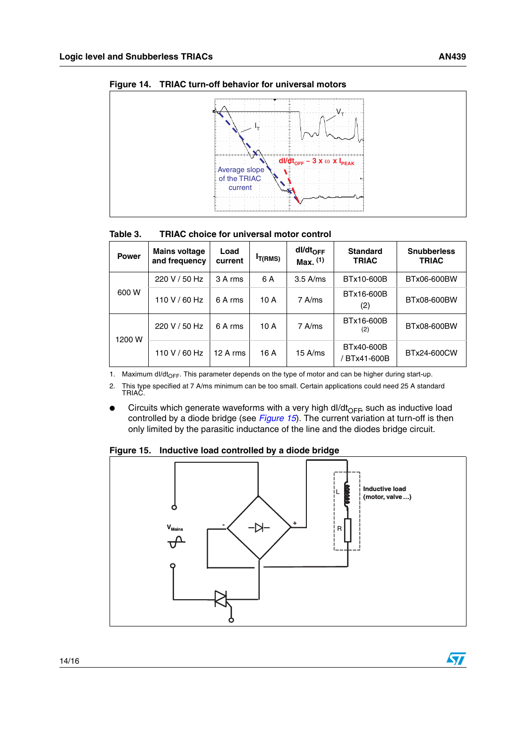Figure 14. TRIAC turn-off behavior for universal motors

Table 3. TRIAC choice for universal motor control

| Power | Mains voltage and frequency | Load current | $I_{T(RMS)}$ | $dI/dt_{OFF}$ Max. (1) | Standard TRIAC | Snubberless TRIAC |
|---|---|---|---|---|---|---|
| 600 W | 220 V / 50 Hz | 3 A rms | 6 A | 3.5 A/ms | BTx10-600B | BTx06-600BW |
| | 110 V / 60 Hz | 6 A rms | 10 A | 7 A/ms | BTx16-600B (2) | BTx08-600BW |
| 1200 W | 220 V / 50 Hz | 6 A rms | 10 A | 7 A/ms | BTx16-600B (2) | BTx08-600BW |
| | 110 V / 60 Hz | 12 A rms | 16 A | 15 A/ms | BTx40-600B / BTx41-600B | BTx24-600CW |

1. Maximum $dI/dt_{OFF}$. This parameter depends on the type of motor and can be higher during start-up.
2. This type specified at 7 A/ms minimum can be too small. Certain applications could need 25 A standard TRIAC.

- Circuits which generate waveforms with a very high $dI/dt_{OFF}$, such as inductive load controlled by a diode bridge (see *Figure 15*). The current variation at turn-off is then only limited by the parasitic inductance of the line and the diodes bridge circuit.

Figure 15. Inductive load controlled by a diode bridge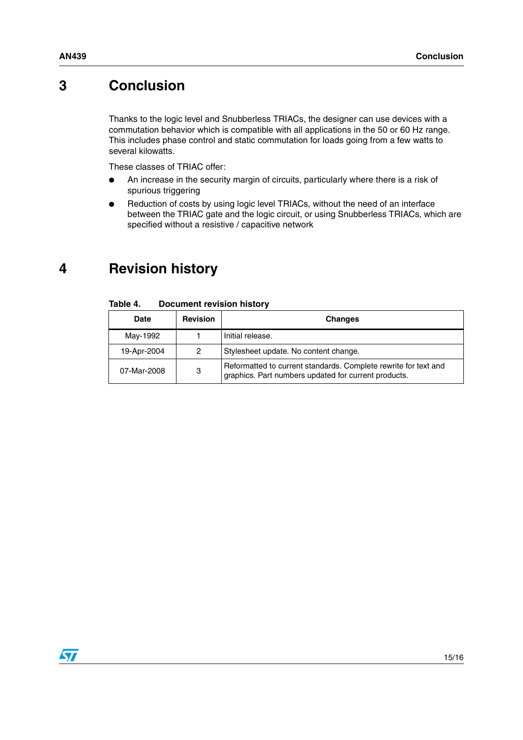# 3 Conclusion

Thanks to the logic level and Snubberless TRIACs, the designer can use devices with a commutation behavior which is compatible with all applications in the 50 or 60 Hz range. This includes phase control and static commutation for loads going from a few watts to several kilowatts.

These classes of TRIAC offer:

- An increase in the security margin of circuits, particularly where there is a risk of spurious triggering
- Reduction of costs by using logic level TRIACs, without the need of an interface between the TRIAC gate and the logic circuit, or using Snubberless TRIACs, which are specified without a resistive / capacitive network

# 4 Revision history

**Table 4. Document revision history**

| Date | Revision | Changes |
|---|---|---|
| May-1992 | 1 | Initial release. |
| 19-Apr-2004 | 2 | Stylesheet update. No content change. |
| 07-Mar-2008 | 3 | Reformatted to current standards. Complete rewrite for text and graphics. Part numbers updated for current products. |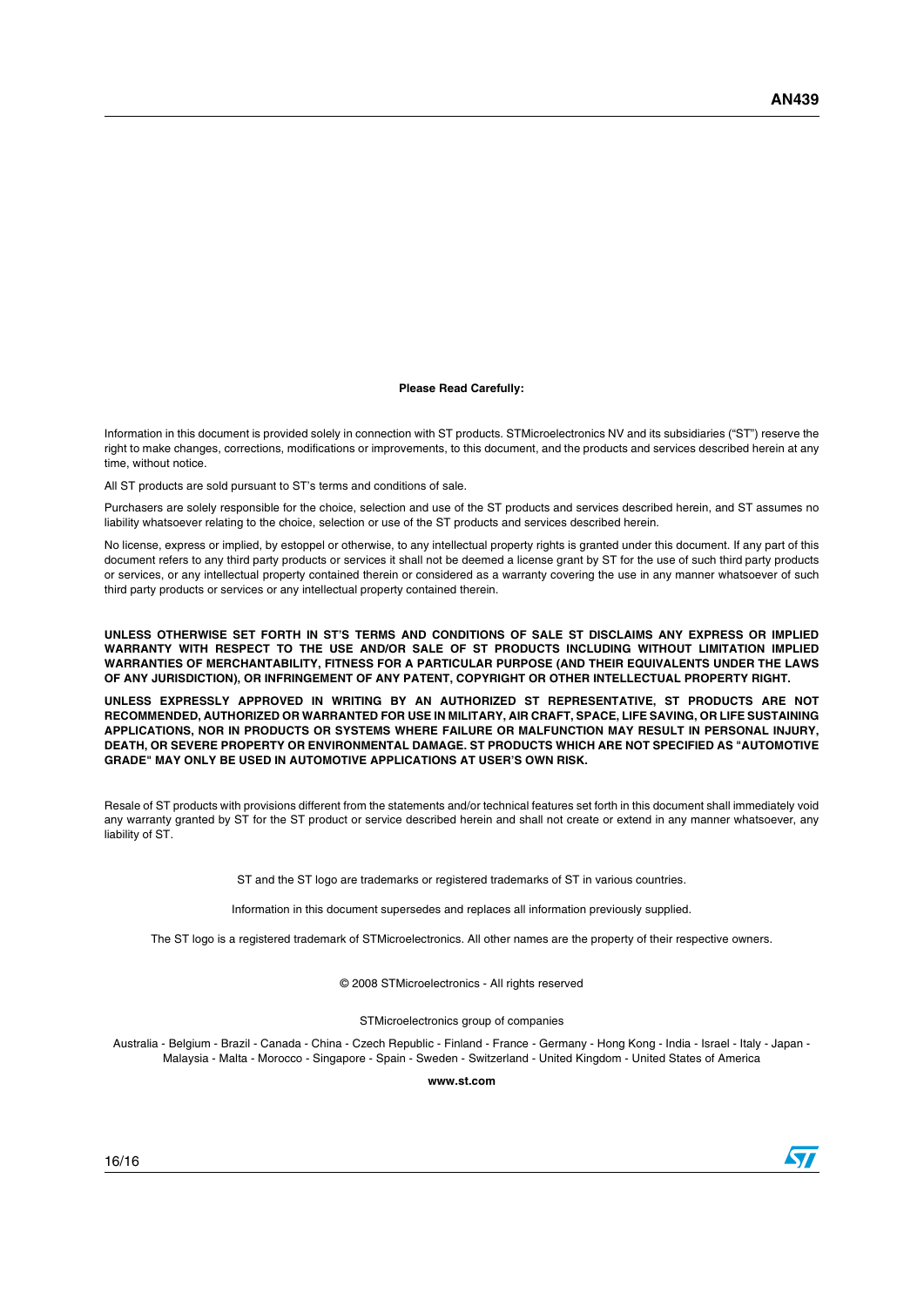**Please Read Carefully:**

Information in this document is provided solely in connection with ST products. STMicroelectronics NV and its subsidiaries ("ST") reserve the right to make changes, corrections, modifications or improvements, to this document, and the products and services described herein at any time, without notice.

All ST products are sold pursuant to ST's terms and conditions of sale.

Purchasers are solely responsible for the choice, selection and use of the ST products and services described herein, and ST assumes no liability whatsoever relating to the choice, selection or use of the ST products and services described herein.

No license, express or implied, by estoppel or otherwise, to any intellectual property rights is granted under this document. If any part of this document refers to any third party products or services it shall not be deemed a license grant by ST for the use of such third party products or services, or any intellectual property contained therein or considered as a warranty covering the use in any manner whatsoever of such third party products or services or any intellectual property contained therein.

**UNLESS OTHERWISE SET FORTH IN ST'S TERMS AND CONDITIONS OF SALE ST DISCLAIMS ANY EXPRESS OR IMPLIED WARRANTY WITH RESPECT TO THE USE AND/OR SALE OF ST PRODUCTS INCLUDING WITHOUT LIMITATION IMPLIED WARRANTIES OF MERCHANTABILITY, FITNESS FOR A PARTICULAR PURPOSE (AND THEIR EQUIVALENTS UNDER THE LAWS OF ANY JURISDICTION), OR INFRINGEMENT OF ANY PATENT, COPYRIGHT OR OTHER INTELLECTUAL PROPERTY RIGHT.**

**UNLESS EXPRESSLY APPROVED IN WRITING BY AN AUTHORIZED ST REPRESENTATIVE, ST PRODUCTS ARE NOT RECOMMENDED, AUTHORIZED OR WARRANTED FOR USE IN MILITARY, AIR CRAFT, SPACE, LIFE SAVING, OR LIFE SUSTAINING APPLICATIONS, NOR IN PRODUCTS OR SYSTEMS WHERE FAILURE OR MALFUNCTION MAY RESULT IN PERSONAL INJURY, DEATH, OR SEVERE PROPERTY OR ENVIRONMENTAL DAMAGE. ST PRODUCTS WHICH ARE NOT SPECIFIED AS "AUTOMOTIVE GRADE" MAY ONLY BE USED IN AUTOMOTIVE APPLICATIONS AT USER'S OWN RISK.**

Resale of ST products with provisions different from the statements and/or technical features set forth in this document shall immediately void any warranty granted by ST for the ST product or service described herein and shall not create or extend in any manner whatsoever, any liability of ST.

ST and the ST logo are trademarks or registered trademarks of ST in various countries.

Information in this document supersedes and replaces all information previously supplied.

The ST logo is a registered trademark of STMicroelectronics. All other names are the property of their respective owners.

© 2008 STMicroelectronics - All rights reserved

STMicroelectronics group of companies

Australia - Belgium - Brazil - Canada - China - Czech Republic - Finland - France - Germany - Hong Kong - India - Israel - Italy - Japan - Malaysia - Malta - Morocco - Singapore - Spain - Sweden - Switzerland - United Kingdom - United States of America

**www.st.com**